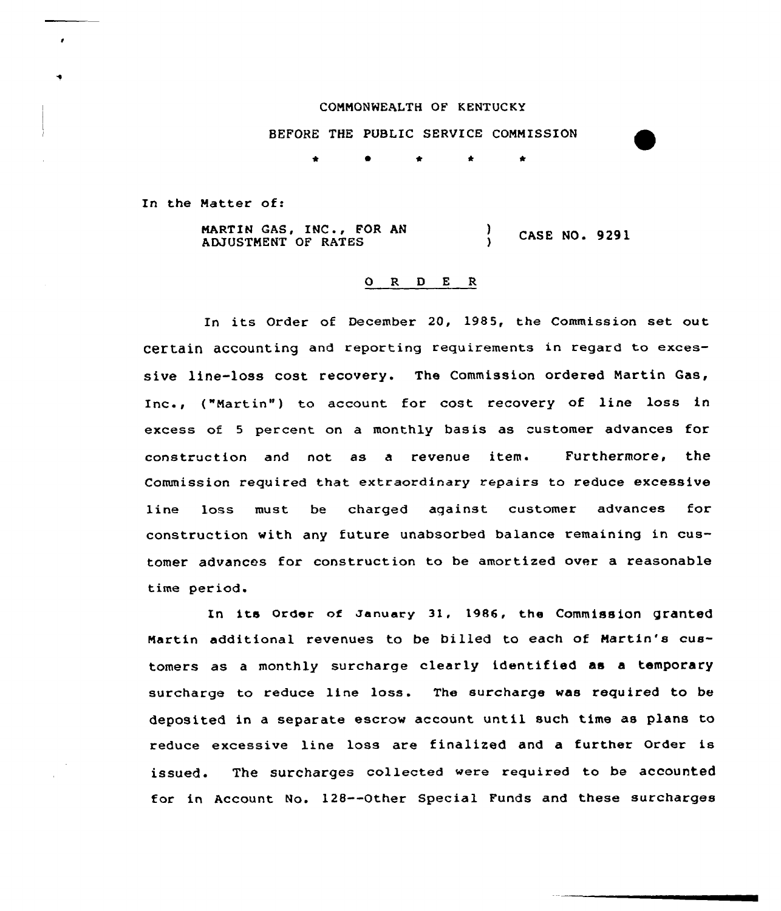COMMONWEALTH OF KENTUCKY

BEFORE THE PUBLIC SERVICE COMMISSION

\* \* \* \* \*

In the Matter of:

| MARTIN GAS, INC., FOR AN ADJUSTMENT OF RATES | ) ) | CASE NO. 9291 |
|---|---|---|

O R D E R

In its Order of December 20, 1985, the Commission set out certain accounting and reporting requirements in regard to excessive line-loss cost recovery. The Commission ordered Martin Gas, Inc., ("Martin") to account for cost recovery of line loss in excess of 5 percent on a monthly basis as customer advances for construction and not as a revenue item. Furthermore, the Commission required that extraordinary repairs to reduce excessive line loss must be charged against customer advances for construction with any future unabsorbed balance remaining in customer advances for construction to be amortized over a reasonable time period.

In its Order of January 31, 1986, the Commission granted Martin additional revenues to be billed to each of Martin's customers as a monthly surcharge clearly identified as a temporary surcharge to reduce line loss. The surcharge was required to be deposited in a separate escrow account until such time as plans to reduce excessive line loss are finalized and a further Order is issued. The surcharges collected were required to be accounted for in Account No. 128--Other Special Funds and these surcharges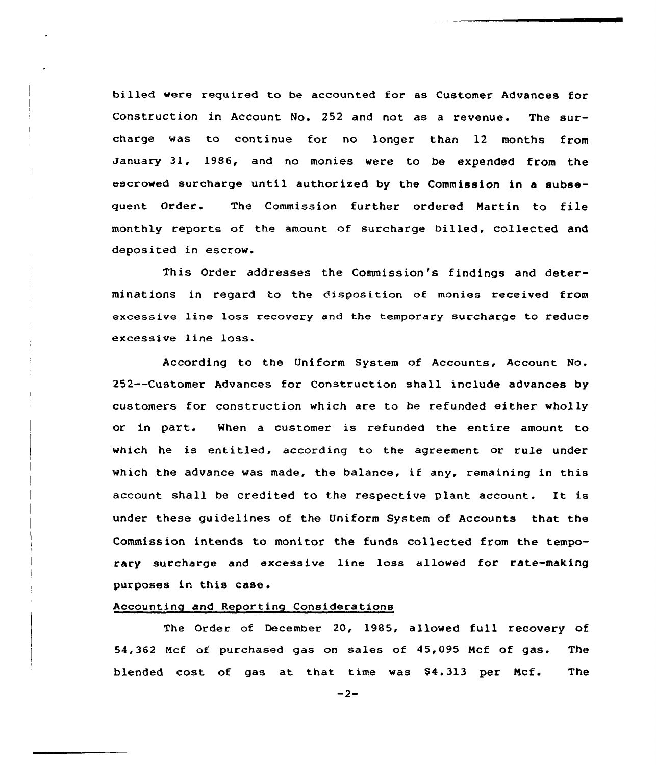billed were required to be accounted for as Customer Advances for Construction in Account No. 252 and not as a revenue. The surcharge was to continue for no longer than 12 months from January 31, 1986, and no monies were to be expended from the escrowed surcharge until authorized by the Commission in a subsequent Order. The Commission further ordered Martin to file monthly reports of the amount of surcharge billed, collected and deposited in escrow.

This Order addresses the Commission's findings and determinations in regard to the disposition of monies received from excessive line loss recovery and the temporary surcharge to reduce excessive line loss.

According to the Uniform System of Accounts, Account No. 252--Customer Advances for Construction shall include advances by customers for construction which are to be refunded either wholly or in part. When a customer is refunded the entire amount to which he is entitled, according to the agreement or rule under which the advance was made, the balance, if any, remaining in this account shall be credited to the respective plant account. It is under these guidelines of the Uniform System of Accounts that the Commission intends to monitor the funds collected from the temporary surcharge and excessive line loss allowed for rate-making purposes in this case.

Accounting and Reporting Considerations

The Order of December 20, 1985, allowed full recovery of 54,362 Mcf of purchased gas on sales of 45,095 Mcf of gas. The blended cost of gas at that time was $4.313 per Mcf. The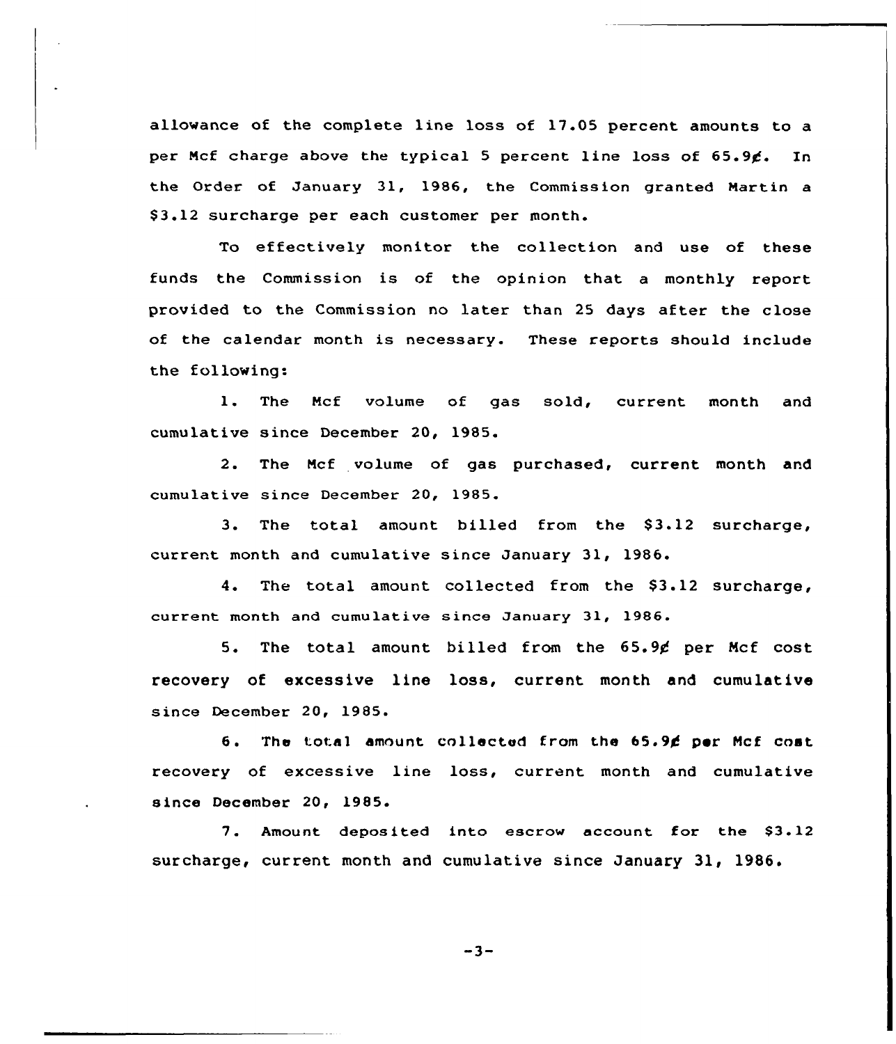allowance of the complete line loss of 17.05 percent amounts to a per Mcf charge above the typical 5 percent line loss of 65.9¢. In the Order of January 31, 1986, the Commission granted Martin a $3.12 surcharge per each customer per month.

To effectively monitor the collection and use of these funds the Commission is of the opinion that a monthly report provided to the Commission no later than 25 days after the close of the calendar month is necessary. These reports should include the following:

1. The Mcf volume of gas sold, current month and cumulative since December 20, 1985.

2. The Mcf volume of gas purchased, current month and cumulative since December 20, 1985.

3. The total amount billed from the $3.12 surcharge, current month and cumulative since January 31, 1986.

4. The total amount collected from the $3.12 surcharge, current month and cumulative since January 31, 1986.

5. The total amount billed from the 65.9¢ per Mcf cost recovery of excessive line loss, current month and cumulative since December 20, 1985.

6. The total amount collected from the 65.9¢ per Mcf cost recovery of excessive line loss, current month and cumulative since December 20, 1985.

7. Amount deposited into escrow account for the $3.12 surcharge, current month and cumulative since January 31, 1986.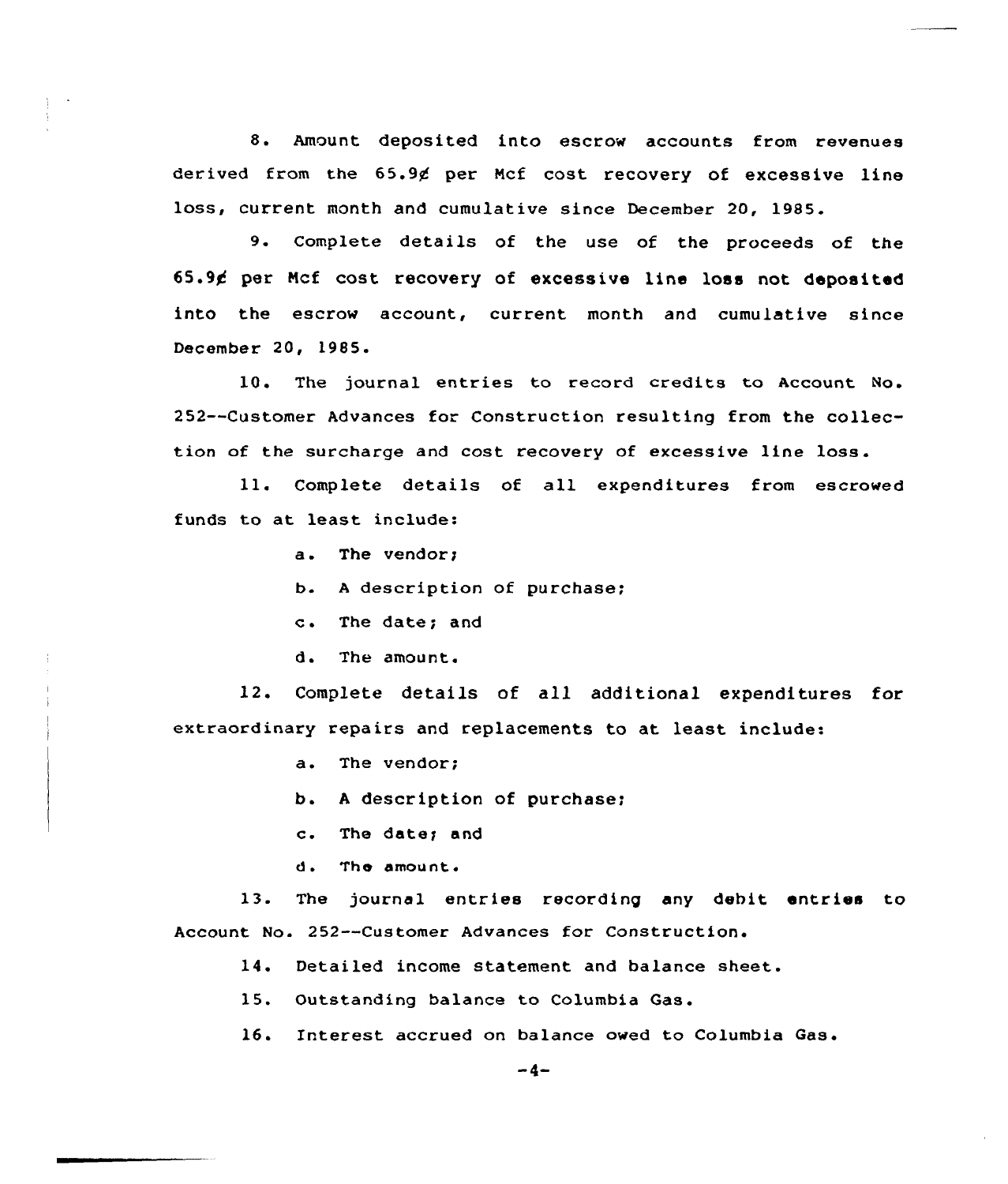8. Amount deposited into escrow accounts from revenues derived from the 65.9¢ per Mcf cost recovery of excessive line loss, current month and cumulative since December 20, 1985.

9. Complete details of the use of the proceeds of the 65.9¢ per Mcf cost recovery of excessive line loss not deposited into the escrow account, current month and cumulative since December 20, 1985.

10. The journal entries to record credits to Account No. 252--Customer Advances for Construction resulting from the collection of the surcharge and cost recovery of excessive line loss.

11. Complete details of all expenditures from escrowed funds to at least include:

   a. The vendor;

   b. A description of purchase;

   c. The date; and

   d. The amount.

12. Complete details of all additional expenditures for extraordinary repairs and replacements to at least include:

   a. The vendor;

   b. A description of purchase;

   c. The date; and

   d. The amount.

13. The journal entries recording any debit entries to Account No. 252--Customer Advances for Construction.

14. Detailed income statement and balance sheet.

15. Outstanding balance to Columbia Gas.

16. Interest accrued on balance owed to Columbia Gas.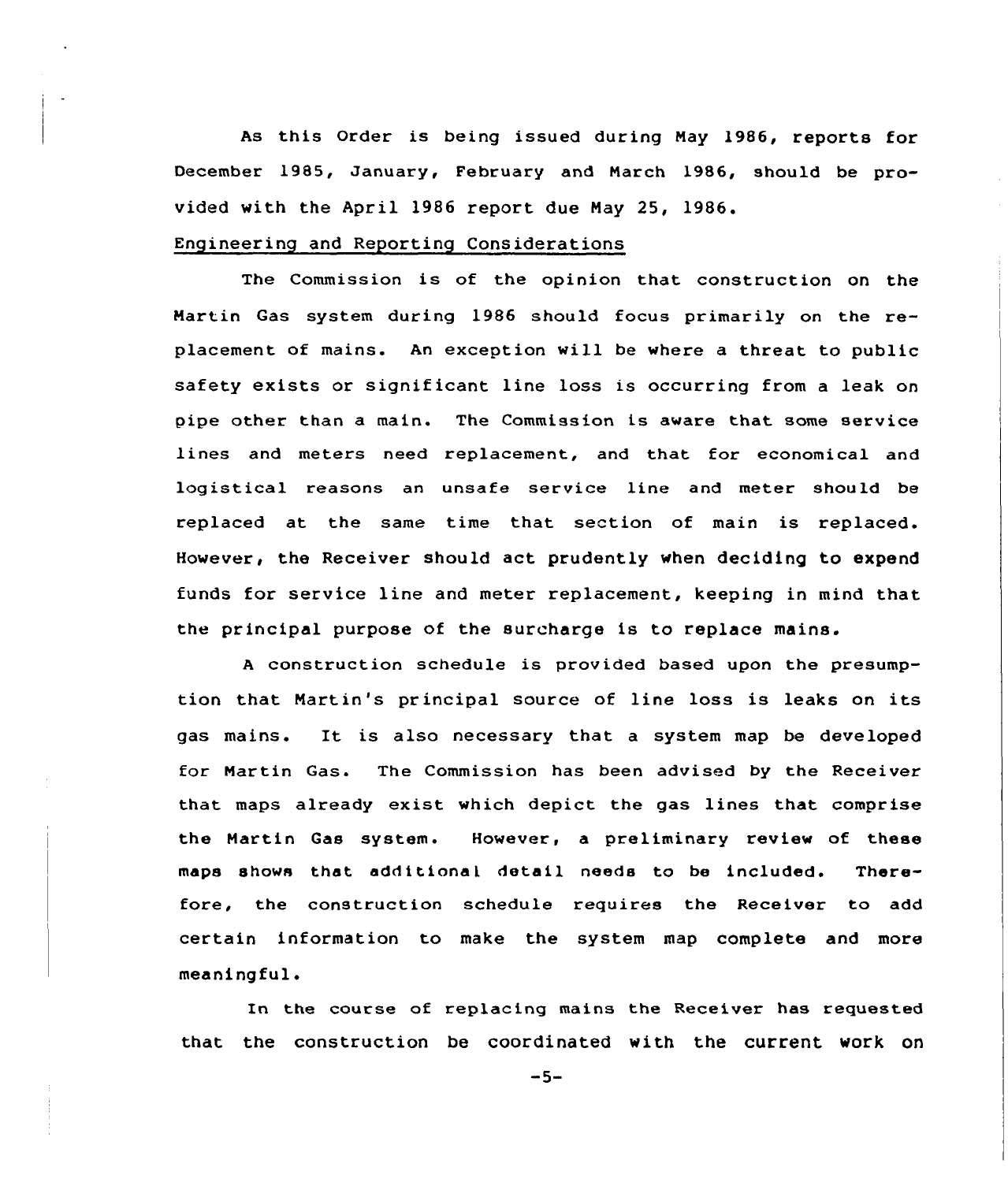As this Order is being issued during May 1986, reports for December 1985, January, February and March 1986, should be provided with the April 1986 report due May 25, 1986.

Engineering and Reporting Considerations

The Commission is of the opinion that construction on the Martin Gas system during 1986 should focus primarily on the replacement of mains. An exception will be where a threat to public safety exists or significant line loss is occurring from a leak on pipe other than a main. The Commission is aware that some service lines and meters need replacement, and that for economical and logistical reasons an unsafe service line and meter should be replaced at the same time that section of main is replaced. However, the Receiver should act prudently when deciding to expend funds for service line and meter replacement, keeping in mind that the principal purpose of the surcharge is to replace mains.

A construction schedule is provided based upon the presumption that Martin's principal source of line loss is leaks on its gas mains. It is also necessary that a system map be developed for Martin Gas. The Commission has been advised by the Receiver that maps already exist which depict the gas lines that comprise the Martin Gas system. However, a preliminary review of these maps shows that additional detail needs to be included. Therefore, the construction schedule requires the Receiver to add certain information to make the system map complete and more meaningful.

In the course of replacing mains the Receiver has requested that the construction be coordinated with the current work on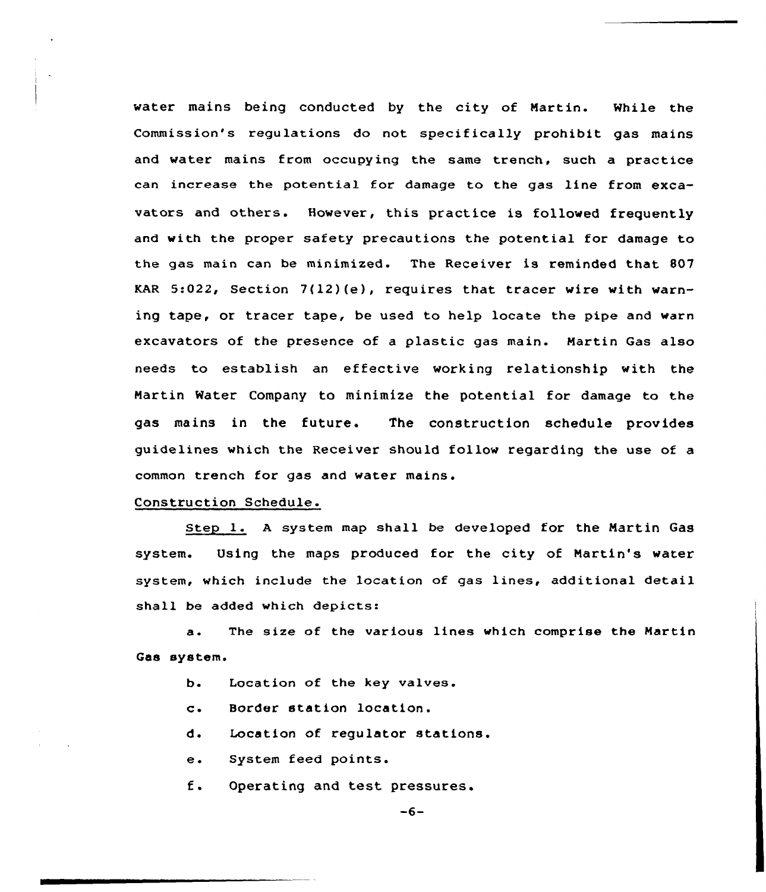water mains being conducted by the city of Martin. While the Commission's regulations do not specifically prohibit gas mains and water mains from occupying the same trench, such a practice can increase the potential for damage to the gas line from excavators and others. However, this practice is followed frequently and with the proper safety precautions the potential for damage to the gas main can be minimized. The Receiver is reminded that 807 KAR 5:022, Section 7(12)(e), requires that tracer wire with warning tape, or tracer tape, be used to help locate the pipe and warn excavators of the presence of a plastic gas main. Martin Gas also needs to establish an effective working relationship with the Martin Water Company to minimize the potential for damage to the gas mains in the future. The construction schedule provides guidelines which the Receiver should follow regarding the use of a common trench for gas and water mains.

Construction Schedule.

Step 1. A system map shall be developed for the Martin Gas system. Using the maps produced for the city of Martin's water system, which include the location of gas lines, additional detail shall be added which depicts:

a. The size of the various lines which comprise the Martin Gas system.

b. Location of the key valves.

c. Border station location.

d. Location of regulator stations.

e. System feed points.

f. Operating and test pressures.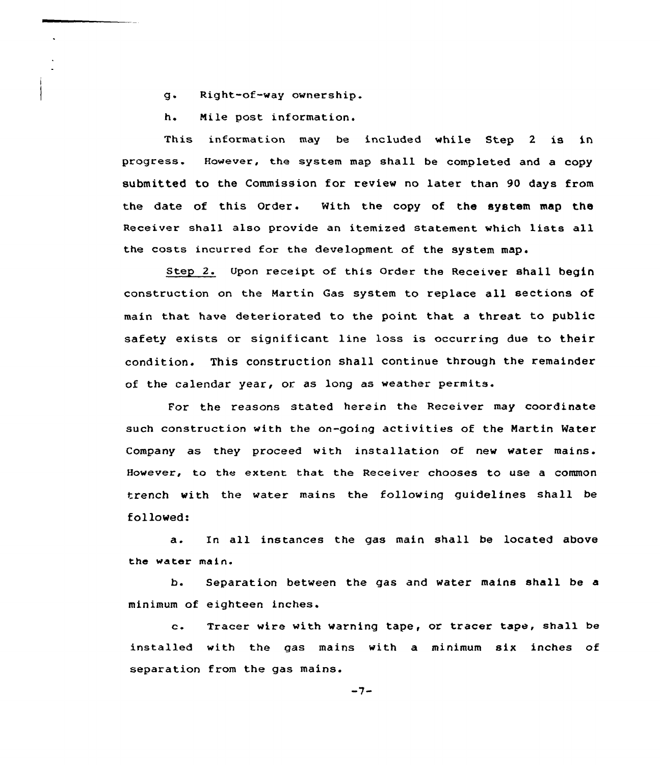g. Right-of-way ownership.

h. Mile post information.

This information may be included while Step 2 is in progress. However, the system map shall be completed and a copy submitted to the Commission for review no later than 90 days from the date of this Order. With the copy of the system map the Receiver shall also provide an itemized statement which lists all the costs incurred for the development of the system map.

Step 2. Upon receipt of this Order the Receiver shall begin construction on the Martin Gas system to replace all sections of main that have deteriorated to the point that a threat to public safety exists or significant line loss is occurring due to their condition. This construction shall continue through the remainder of the calendar year, or as long as weather permits.

For the reasons stated herein the Receiver may coordinate such construction with the on-going activities of the Martin Water Company as they proceed with installation of new water mains. However, to the extent that the Receiver chooses to use a common trench with the water mains the following guidelines shall be followed:

a. In all instances the gas main shall be located above the water main.

b. Separation between the gas and water mains shall be a minimum of eighteen inches.

c. Tracer wire with warning tape, or tracer tape, shall be installed with the gas mains with a minimum six inches of separation from the gas mains.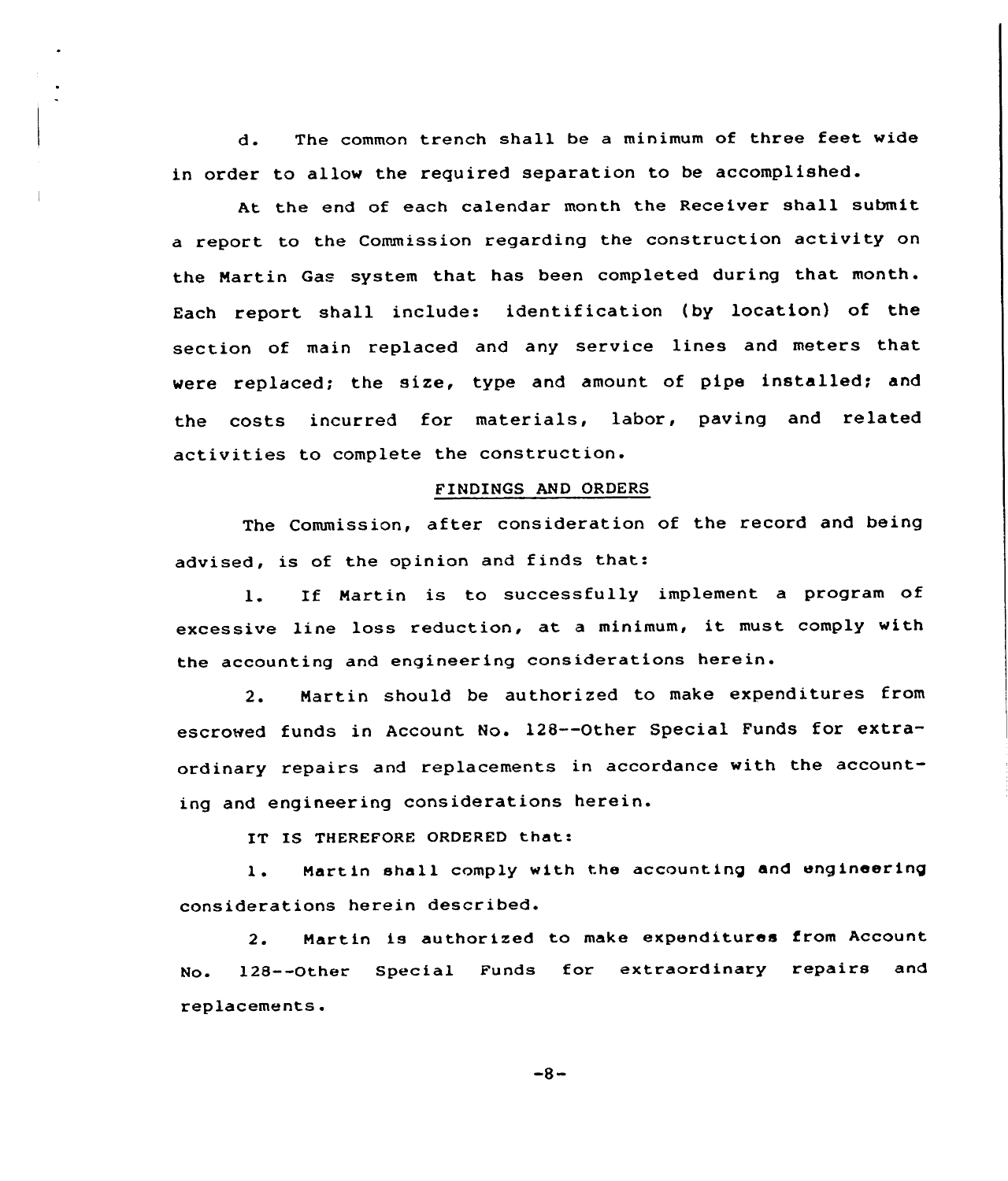d. The common trench shall be a minimum of three feet wide in order to allow the required separation to be accomplished.

At the end of each calendar month the Receiver shall submit a report to the Commission regarding the construction activity on the Martin Gas system that has been completed during that month. Each report shall include: identification (by location) of the section of main replaced and any service lines and meters that were replaced; the size, type and amount of pipe installed; and the costs incurred for materials, labor, paving and related activities to complete the construction.

## FINDINGS AND ORDERS

The Commission, after consideration of the record and being advised, is of the opinion and finds that:

1. If Martin is to successfully implement a program of excessive line loss reduction, at a minimum, it must comply with the accounting and engineering considerations herein.

2. Martin should be authorized to make expenditures from escrowed funds in Account No. 128--Other Special Funds for extraordinary repairs and replacements in accordance with the accounting and engineering considerations herein.

IT IS THEREFORE ORDERED that:

1. Martin shall comply with the accounting and engineering considerations herein described.

2. Martin is authorized to make expenditures from Account No. 128--Other Special Funds for extraordinary repairs and replacements.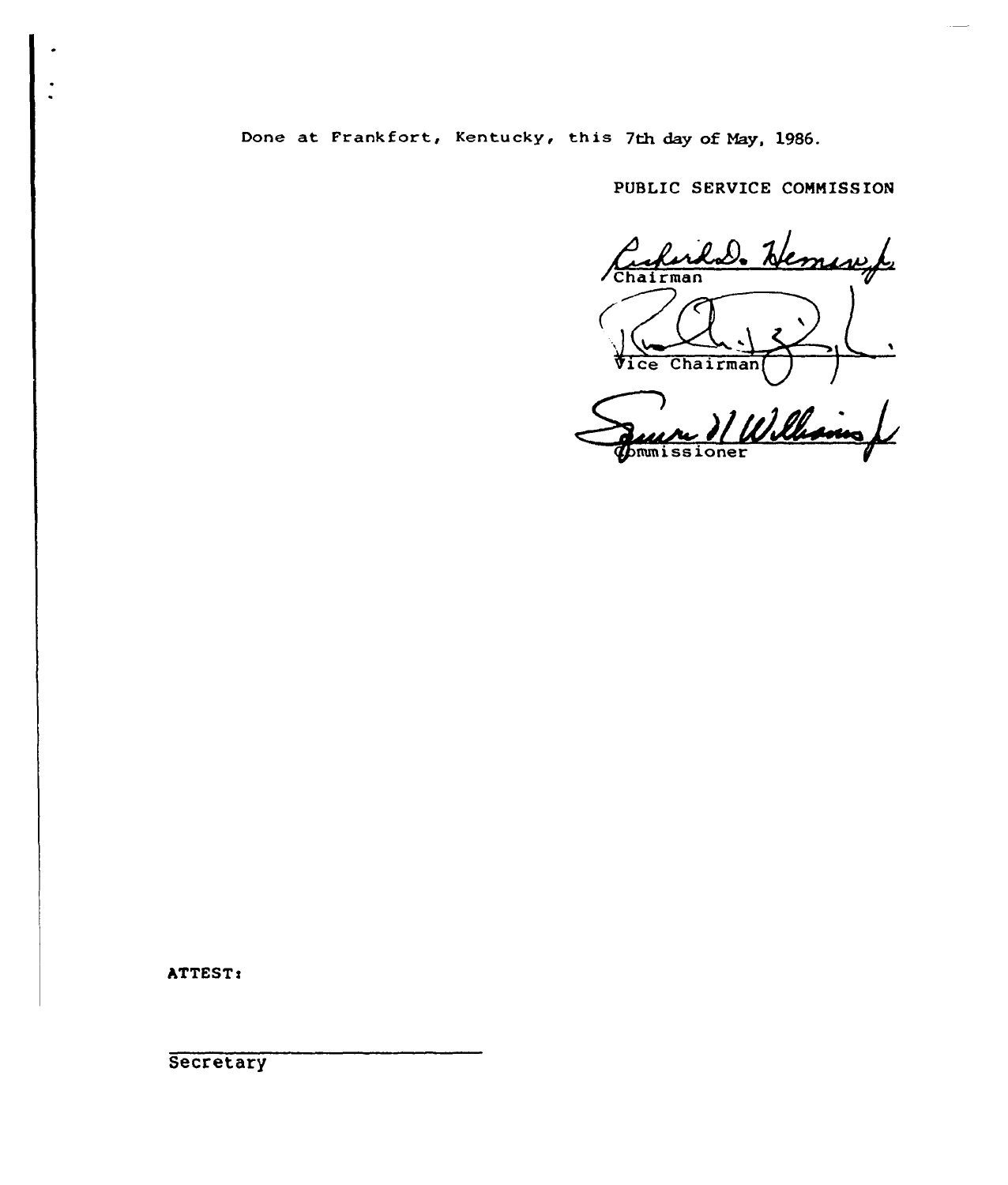Done at Frankfort, Kentucky, this 7th day of May, 1986.

PUBLIC SERVICE COMMISSION

Chairman

Vice Chairman

Commissioner

ATTEST:

Secretary